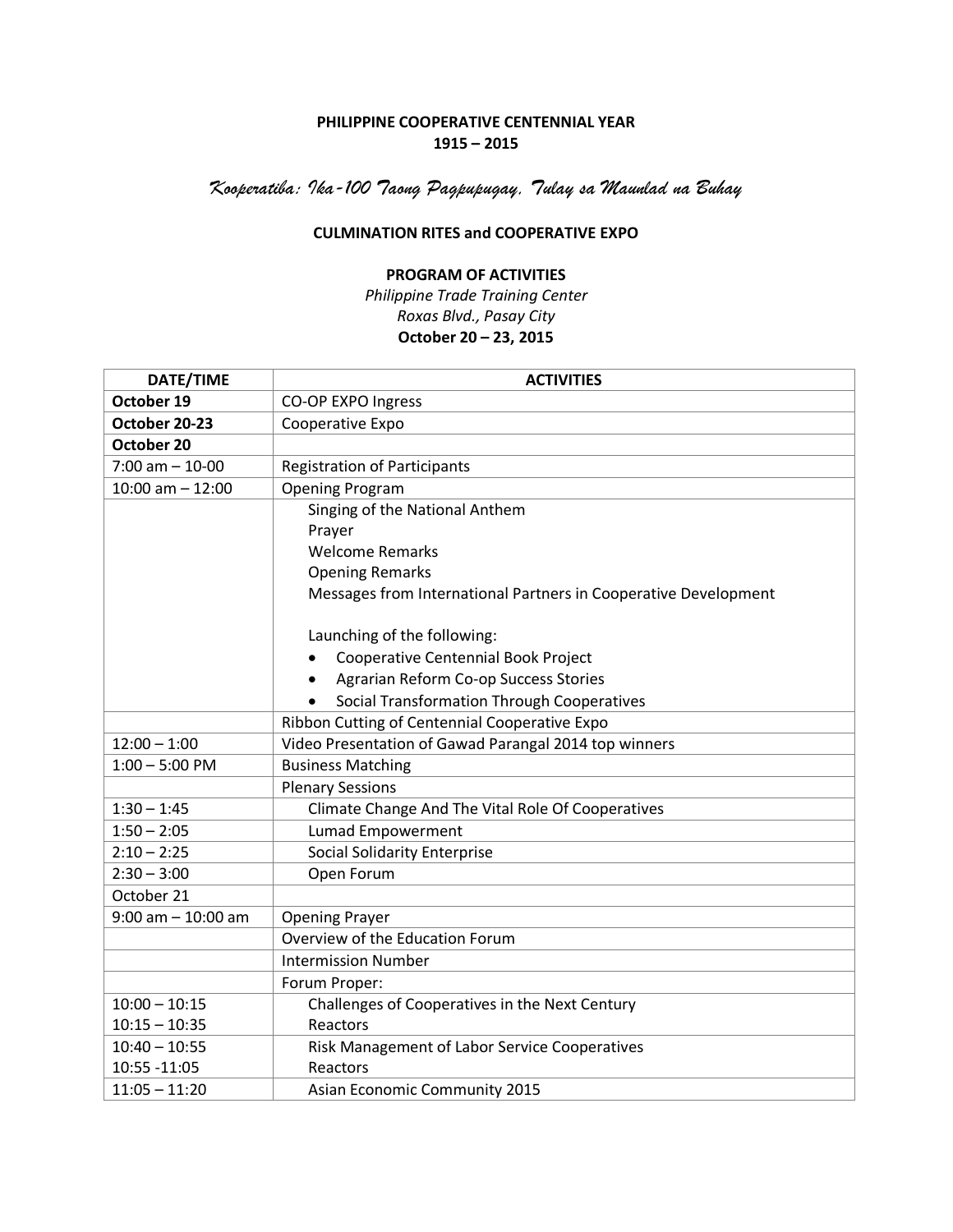**PHILIPPINE COOPERATIVE CENTENNIAL YEAR**
**1915 – 2015**

*Kooperatiba: Ika-100 Taong Pagpupugay, Tulay sa Maunlad na Buhay*

**CULMINATION RITES and COOPERATIVE EXPO**

**PROGRAM OF ACTIVITIES**
*Philippine Trade Training Center*
*Roxas Blvd., Pasay City*
**October 20 – 23, 2015**

| DATE/TIME | ACTIVITIES |
|---|---|
| **October 19** | CO-OP EXPO Ingress |
| **October 20-23** | Cooperative Expo |
| **October 20** | |
| 7:00 am – 10-00 | Registration of Participants |
| 10:00 am – 12:00 | Opening Program |
| | Singing of the National Anthem<br>Prayer<br>Welcome Remarks<br>Opening Remarks<br>Messages from International Partners in Cooperative Development<br><br>Launching of the following:<br>• Cooperative Centennial Book Project<br>• Agrarian Reform Co-op Success Stories<br>• Social Transformation Through Cooperatives |
| | Ribbon Cutting of Centennial Cooperative Expo |
| 12:00 – 1:00 | Video Presentation of Gawad Parangal 2014 top winners |
| 1:00 – 5:00 PM | Business Matching |
| | Plenary Sessions |
| 1:30 – 1:45 | Climate Change And The Vital Role Of Cooperatives |
| 1:50 – 2:05 | Lumad Empowerment |
| 2:10 – 2:25 | Social Solidarity Enterprise |
| 2:30 – 3:00 | Open Forum |
| October 21 | |
| 9:00 am – 10:00 am | Opening Prayer |
| | Overview of the Education Forum |
| | Intermission Number |
| | Forum Proper: |
| 10:00 – 10:15<br>10:15 – 10:35 | Challenges of Cooperatives in the Next Century<br>Reactors |
| 10:40 – 10:55<br>10:55 -11:05 | Risk Management of Labor Service Cooperatives<br>Reactors |
| 11:05 – 11:20 | Asian Economic Community 2015 |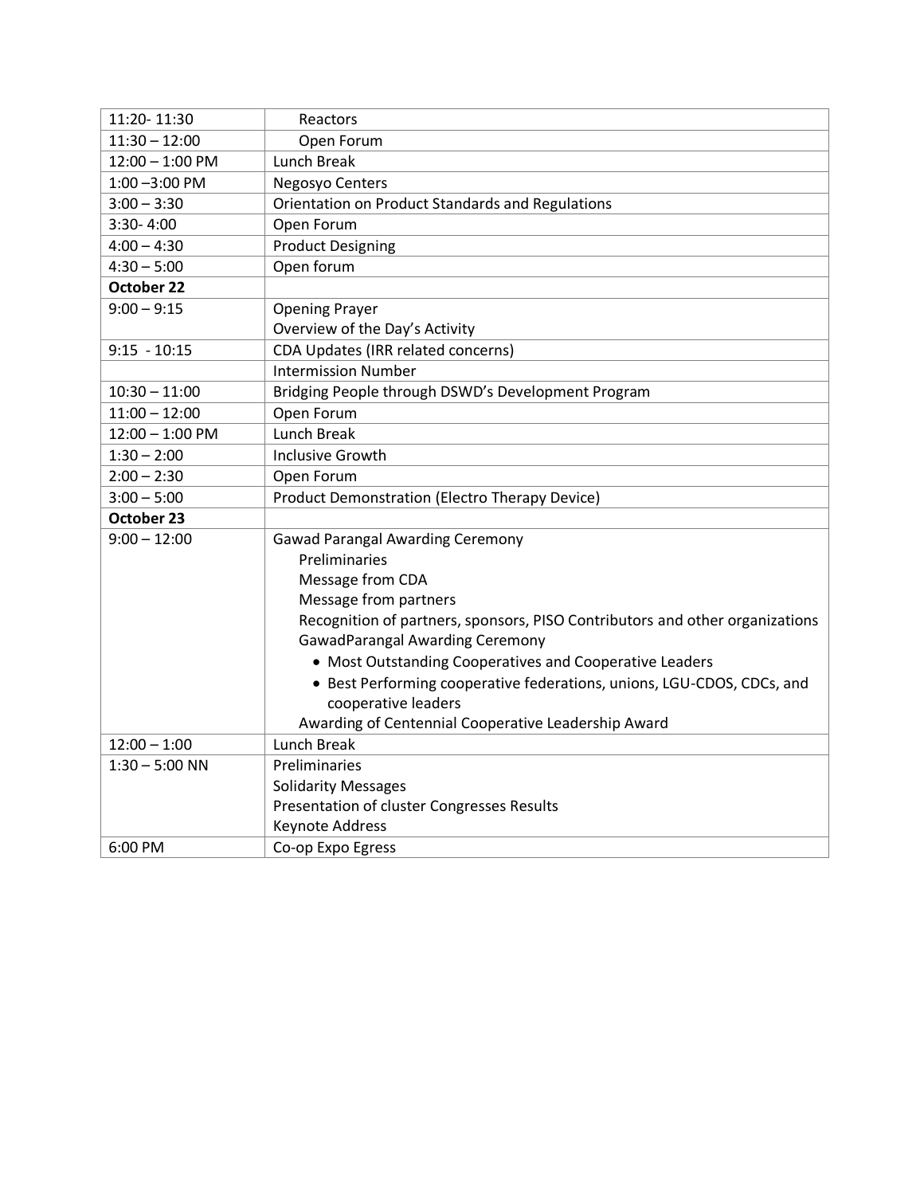| | |
|---|---|
| 11:20- 11:30 | Reactors |
| 11:30 – 12:00 | Open Forum |
| 12:00 – 1:00 PM | Lunch Break |
| 1:00 –3:00 PM | Negosyo Centers |
| 3:00 – 3:30 | Orientation on Product Standards and Regulations |
| 3:30- 4:00 | Open Forum |
| 4:00 – 4:30 | Product Designing |
| 4:30 – 5:00 | Open forum |
| **October 22** | |
| 9:00 – 9:15 | Opening Prayer<br>Overview of the Day's Activity |
| 9:15 - 10:15 | CDA Updates (IRR related concerns) |
| | Intermission Number |
| 10:30 – 11:00 | Bridging People through DSWD's Development Program |
| 11:00 – 12:00 | Open Forum |
| 12:00 – 1:00 PM | Lunch Break |
| 1:30 – 2:00 | Inclusive Growth |
| 2:00 – 2:30 | Open Forum |
| 3:00 – 5:00 | Product Demonstration (Electro Therapy Device) |
| **October 23** | |
| 9:00 – 12:00 | Gawad Parangal Awarding Ceremony<br>Preliminaries<br>Message from CDA<br>Message from partners<br>Recognition of partners, sponsors, PISO Contributors and other organizations<br>GawadParangal Awarding Ceremony<br>• Most Outstanding Cooperatives and Cooperative Leaders<br>• Best Performing cooperative federations, unions, LGU-CDOS, CDCs, and cooperative leaders<br>Awarding of Centennial Cooperative Leadership Award |
| 12:00 – 1:00 | Lunch Break |
| 1:30 – 5:00 NN | Preliminaries<br>Solidarity Messages<br>Presentation of cluster Congresses Results<br>Keynote Address |
| 6:00 PM | Co-op Expo Egress |